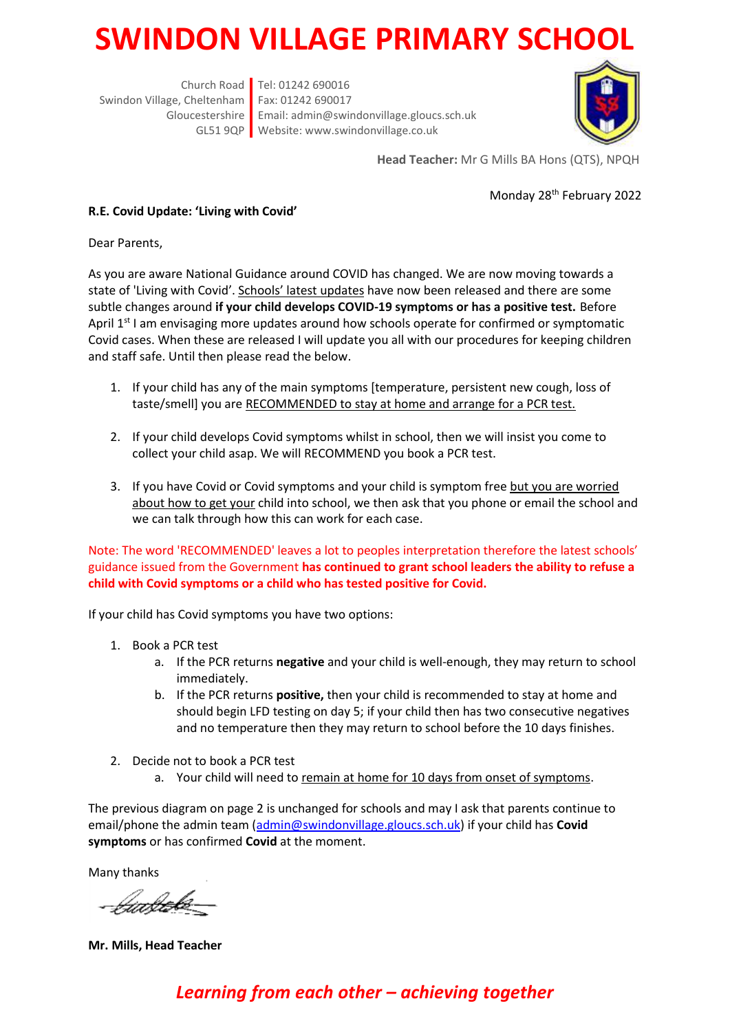# SWINDON VILLAGE PRIMARY SCHOOL

Church Road
Swindon Village, Cheltenham
Gloucestershire
GL51 9QP

Tel: 01242 690016
Fax: 01242 690017
Email: admin@swindonvillage.gloucs.sch.uk
Website: www.swindonvillage.co.uk

**Head Teacher:** Mr G Mills BA Hons (QTS), NPQH

Monday 28th February 2022

**R.E. Covid Update: 'Living with Covid'**

Dear Parents,

As you are aware National Guidance around COVID has changed. We are now moving towards a state of 'Living with Covid'. Schools' latest updates have now been released and there are some subtle changes around **if your child develops COVID-19 symptoms or has a positive test.** Before April 1st I am envisaging more updates around how schools operate for confirmed or symptomatic Covid cases. When these are released I will update you all with our procedures for keeping children and staff safe. Until then please read the below.

1. If your child has any of the main symptoms [temperature, persistent new cough, loss of taste/smell] you are RECOMMENDED to stay at home and arrange for a PCR test.

2. If your child develops Covid symptoms whilst in school, then we will insist you come to collect your child asap. We will RECOMMEND you book a PCR test.

3. If you have Covid or Covid symptoms and your child is symptom free but you are worried about how to get your child into school, we then ask that you phone or email the school and we can talk through how this can work for each case.

Note: The word 'RECOMMENDED' leaves a lot to peoples interpretation therefore the latest schools' guidance issued from the Government **has continued to grant school leaders the ability to refuse a child with Covid symptoms or a child who has tested positive for Covid.**

If your child has Covid symptoms you have two options:

1. Book a PCR test
   a. If the PCR returns **negative** and your child is well-enough, they may return to school immediately.
   b. If the PCR returns **positive,** then your child is recommended to stay at home and should begin LFD testing on day 5; if your child then has two consecutive negatives and no temperature then they may return to school before the 10 days finishes.

2. Decide not to book a PCR test
   a. Your child will need to remain at home for 10 days from onset of symptoms.

The previous diagram on page 2 is unchanged for schools and may I ask that parents continue to email/phone the admin team (admin@swindonvillage.gloucs.sch.uk) if your child has **Covid symptoms** or has confirmed **Covid** at the moment.

Many thanks

**Mr. Mills, Head Teacher**

*Learning from each other – achieving together*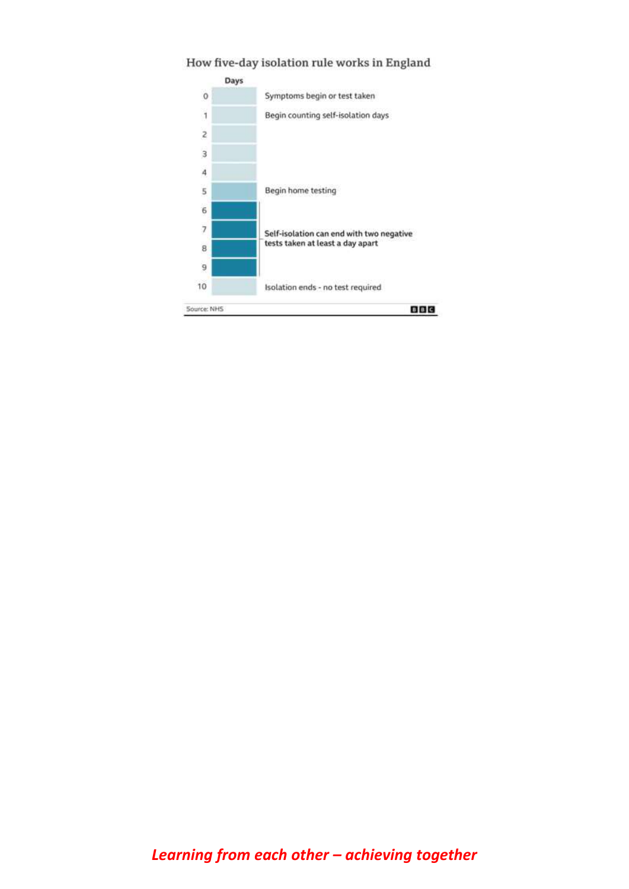How five-day isolation rule works in England

Days

0 Symptoms begin or test taken

1 Begin counting self-isolation days

2

3

4

5 Begin home testing

6

7 Self-isolation can end with two negative tests taken at least a day apart

8

9

10 Isolation ends - no test required

Source: NHS

BBC

*Learning from each other – achieving together*